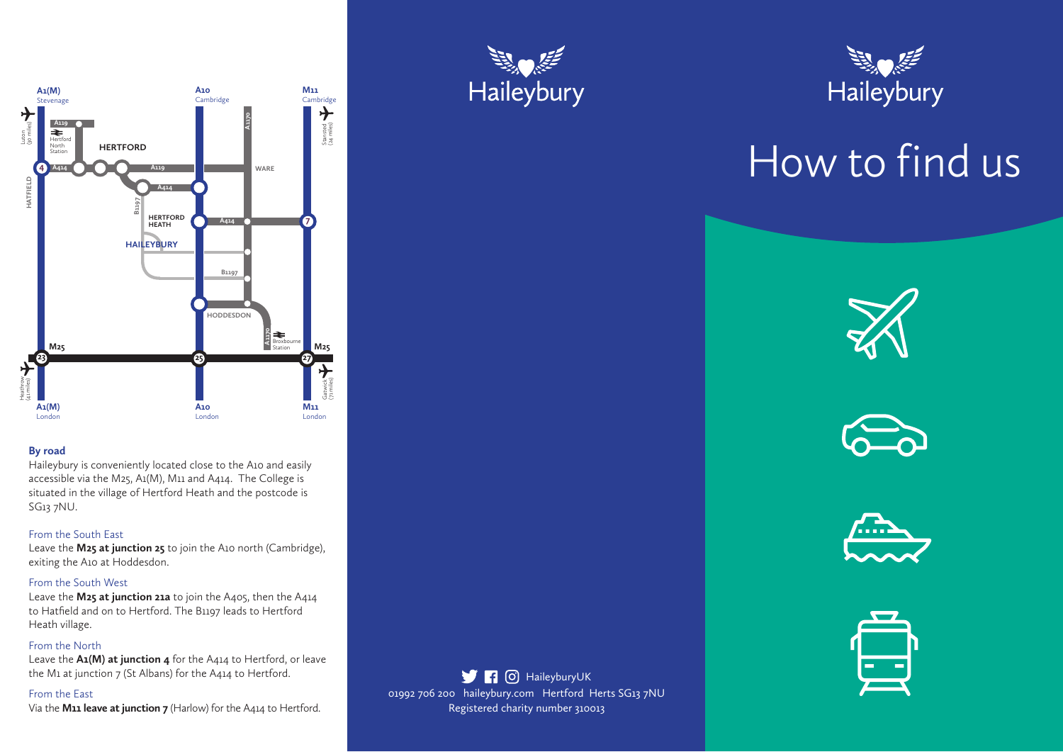# Haileybury

# How to find us

## By road

Haileybury is conveniently located close to the A10 and easily accessible via the M25, A1(M), M11 and A414. The College is situated in the village of Hertford Heath and the postcode is SG13 7NU.

### From the South East

Leave the **M25 at junction 25** to join the A10 north (Cambridge), exiting the A10 at Hoddesdon.

### From the South West

Leave the **M25 at junction 21a** to join the A405, then the A414 to Hatfield and on to Hertford. The B1197 leads to Hertford Heath village.

### From the North

Leave the **A1(M) at junction 4** for the A414 to Hertford, or leave the M1 at junction 7 (St Albans) for the A414 to Hertford.

### From the East

Via the **M11 leave at junction 7** (Harlow) for the A414 to Hertford.

HaileyburyUK

01992 706 200 haileybury.com Hertford Herts SG13 7NU

Registered charity number 310013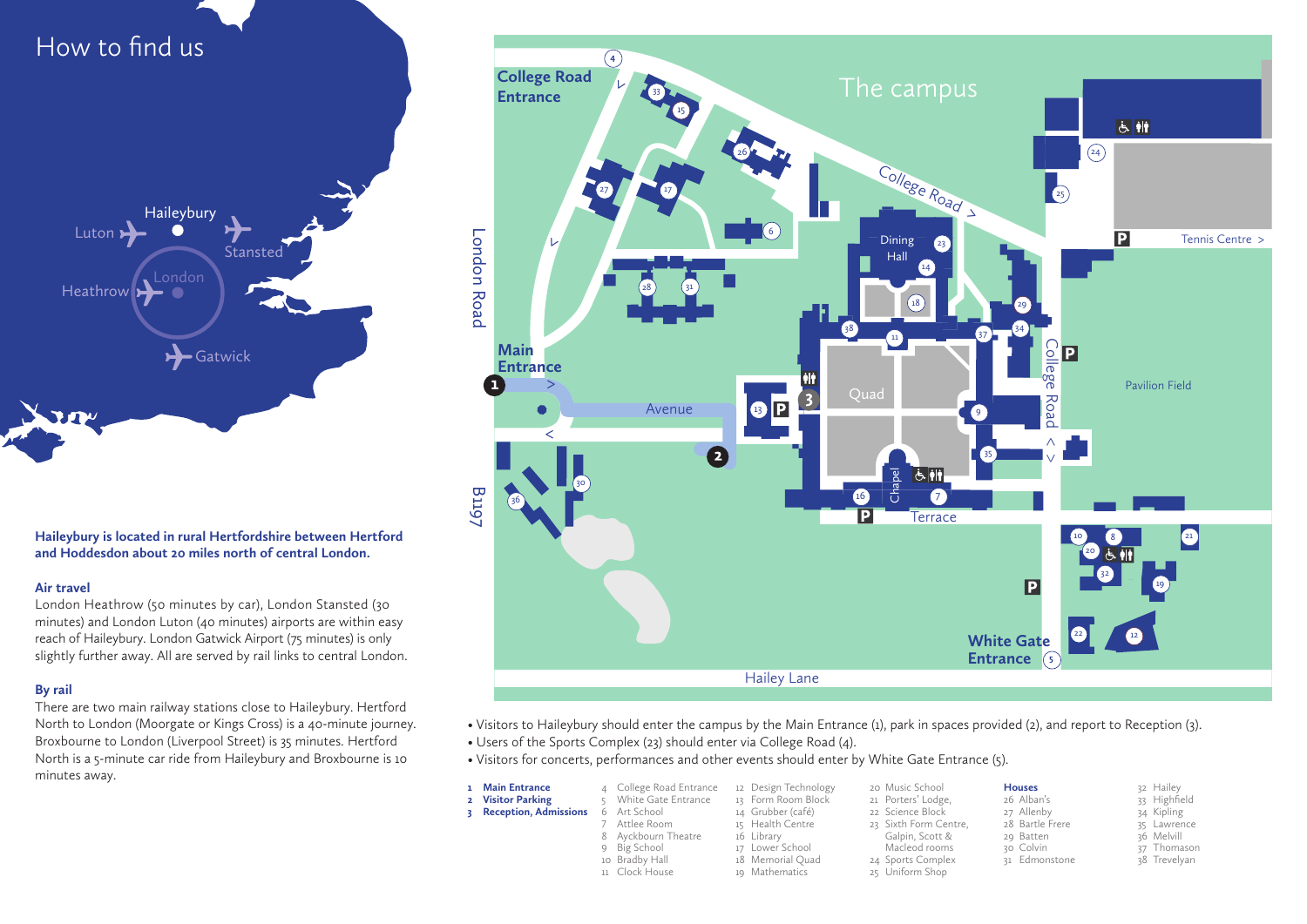# How to find us

Haileybury

Luton

Stansted

London

Heathrow

Gatwick

**Haileybury is located in rural Hertfordshire between Hertford and Hoddesdon about 20 miles north of central London.**

### Air travel

London Heathrow (50 minutes by car), London Stansted (30 minutes) and London Luton (40 minutes) airports are within easy reach of Haileybury. London Gatwick Airport (75 minutes) is only slightly further away. All are served by rail links to central London.

### By rail

There are two main railway stations close to Haileybury. Hertford North to London (Moorgate or Kings Cross) is a 40-minute journey. Broxbourne to London (Liverpool Street) is 35 minutes. Hertford North is a 5-minute car ride from Haileybury and Broxbourne is 10 minutes away.

## The campus

College Road Entrance

Main Entrance

White Gate Entrance

London Road

B1197

College Road

Avenue

Quad

Chapel

Terrace

Dining Hall

Pavilion Field

Tennis Centre >

Hailey Lane

- Visitors to Haileybury should enter the campus by the Main Entrance (1), park in spaces provided (2), and report to Reception (3).
- Users of the Sports Complex (23) should enter via College Road (4).
- Visitors for concerts, performances and other events should enter by White Gate Entrance (5).

1 **Main Entrance**
2 **Visitor Parking**
3 **Reception, Admissions**

4 College Road Entrance
5 White Gate Entrance
6 Art School
7 Attlee Room
8 Ayckbourn Theatre
9 Big School
10 Bradby Hall
11 Clock House

12 Design Technology
13 Form Room Block
14 Grubber (café)
15 Health Centre
16 Library
17 Lower School
18 Memorial Quad
19 Mathematics

20 Music School
21 Porters' Lodge,
22 Science Block
23 Sixth Form Centre, Galpin, Scott & Macleod rooms
24 Sports Complex
25 Uniform Shop

**Houses**
26 Alban's
27 Allenby
28 Bartle Frere
29 Batten
30 Colvin
31 Edmonstone

32 Hailey
33 Highfield
34 Kipling
35 Lawrence
36 Melvill
37 Thomason
38 Trevelyan